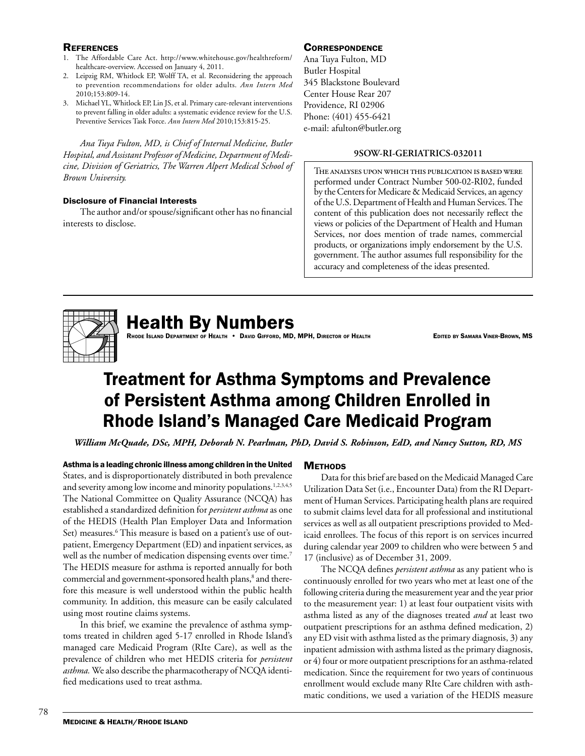## References

1. The Affordable Care Act. http://www.whitehouse.gov/healthreform/healthcare-overview. Accessed on January 4, 2011.
2. Leipzig RM, Whitlock EP, Wolff TA, et al. Reconsidering the approach to prevention recommendations for older adults. *Ann Intern Med* 2010;153:809-14.
3. Michael YL, Whitlock EP, Lin JS, et al. Primary care-relevant interventions to prevent falling in older adults: a systematic evidence review for the U.S. Preventive Services Task Force. *Ann Intern Med* 2010;153:815-25.

*Ana Tuya Fulton, MD, is Chief of Internal Medicine, Butler Hospital, and Assistant Professor of Medicine, Department of Medicine, Division of Geriatrics, The Warren Alpert Medical School of Brown University.*

### Disclosure of Financial Interests

The author and/or spouse/significant other has no financial interests to disclose.

## Correspondence

Ana Tuya Fulton, MD
Butler Hospital
345 Blackstone Boulevard
Center House Rear 207
Providence, RI 02906
Phone: (401) 455-6421
e-mail: afulton@butler.org

**9SOW-RI-GERIATRICS-032011**

The analyses upon which this publication is based were performed under Contract Number 500-02-RI02, funded by the Centers for Medicare & Medicaid Services, an agency of the U.S. Department of Health and Human Services. The content of this publication does not necessarily reflect the views or policies of the Department of Health and Human Services, nor does mention of trade names, commercial products, or organizations imply endorsement by the U.S. government. The author assumes full responsibility for the accuracy and completeness of the ideas presented.

# Health By Numbers

Rhode Island Department of Health • David Gifford, MD, MPH, Director of Health

Edited by Samara Viner-Brown, MS

# Treatment for Asthma Symptoms and Prevalence of Persistent Asthma among Children Enrolled in Rhode Island's Managed Care Medicaid Program

***William McQuade, DSc, MPH, Deborah N. Pearlman, PhD, David S. Robinson, EdD, and Nancy Sutton, RD, MS***

**Asthma is a leading chronic illness among children in the United** States, and is disproportionately distributed in both prevalence and severity among low income and minority populations.[1,2,3,4,5] The National Committee on Quality Assurance (NCQA) has established a standardized definition for *persistent asthma* as one of the HEDIS (Health Plan Employer Data and Information Set) measures.[6] This measure is based on a patient's use of outpatient, Emergency Department (ED) and inpatient services, as well as the number of medication dispensing events over time.[7] The HEDIS measure for asthma is reported annually for both commercial and government-sponsored health plans,[8] and therefore this measure is well understood within the public health community. In addition, this measure can be easily calculated using most routine claims systems.

In this brief, we examine the prevalence of asthma symptoms treated in children aged 5-17 enrolled in Rhode Island's managed care Medicaid Program (RIte Care), as well as the prevalence of children who met HEDIS criteria for *persistent asthma.* We also describe the pharmacotherapy of NCQA identified medications used to treat asthma.

## Methods

Data for this brief are based on the Medicaid Managed Care Utilization Data Set (i.e., Encounter Data) from the RI Department of Human Services. Participating health plans are required to submit claims level data for all professional and institutional services as well as all outpatient prescriptions provided to Medicaid enrollees. The focus of this report is on services incurred during calendar year 2009 to children who were between 5 and 17 (inclusive) as of December 31, 2009.

The NCQA defines *persistent asthma* as any patient who is continuously enrolled for two years who met at least one of the following criteria during the measurement year and the year prior to the measurement year: 1) at least four outpatient visits with asthma listed as any of the diagnoses treated *and* at least two outpatient prescriptions for an asthma defined medication, 2) any ED visit with asthma listed as the primary diagnosis, 3) any inpatient admission with asthma listed as the primary diagnosis, or 4) four or more outpatient prescriptions for an asthma-related medication. Since the requirement for two years of continuous enrollment would exclude many RIte Care children with asthmatic conditions, we used a variation of the HEDIS measure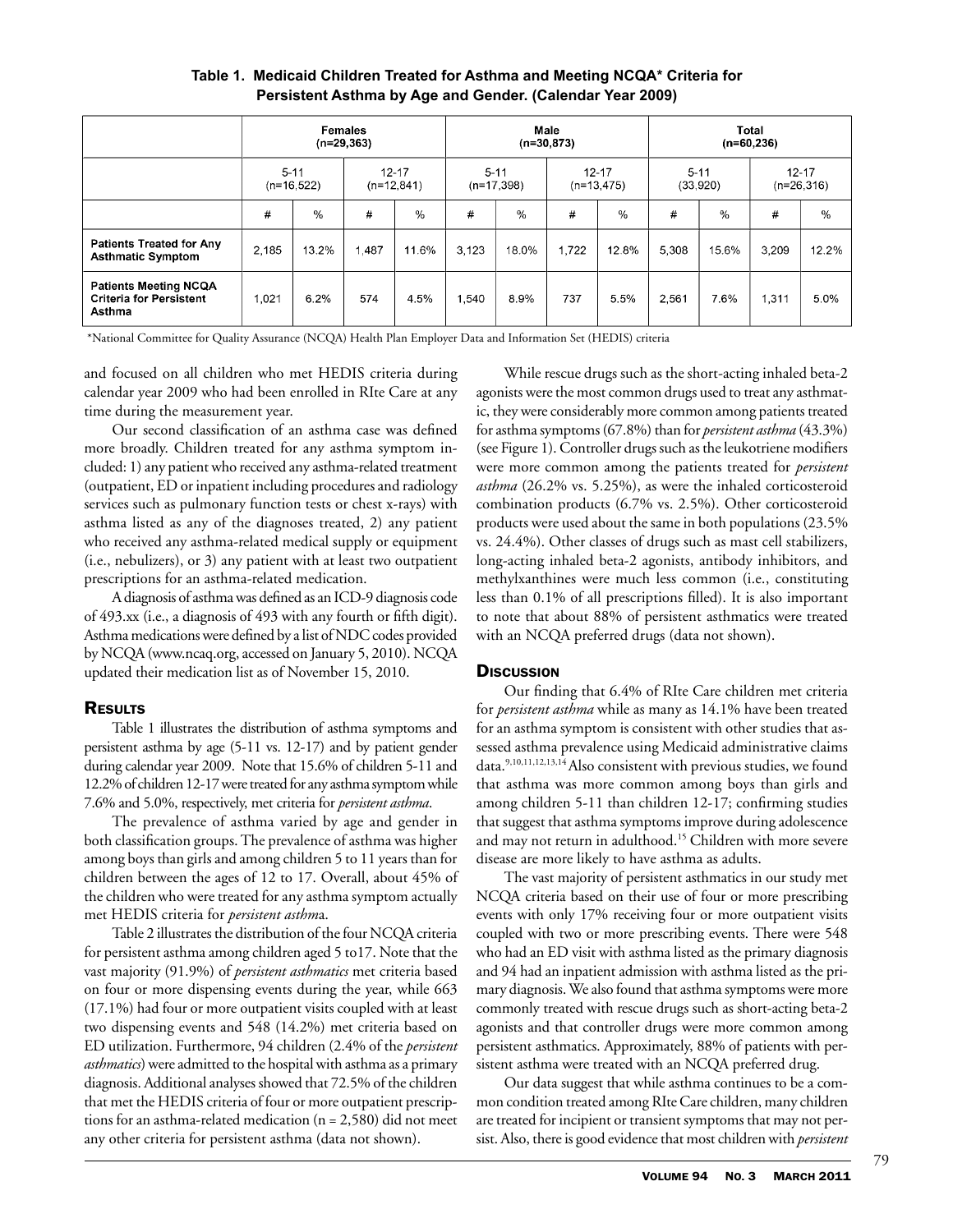**Table 1. Medicaid Children Treated for Asthma and Meeting NCQA* Criteria for Persistent Asthma by Age and Gender. (Calendar Year 2009)**

| | Females (n=29,363) | | | | Male (n=30,873) | | | | Total (n=60,236) | | | |
|---|---|---|---|---|---|---|---|---|---|---|---|---|
| | 5-11 (n=16,522) | | 12-17 (n=12,841) | | 5-11 (n=17,398) | | 12-17 (n=13,475) | | 5-11 (33,920) | | 12-17 (n=26,316) | |
| | # | % | # | % | # | % | # | % | # | % | # | % |
| **Patients Treated for Any Asthmatic Symptom** | 2,185 | 13.2% | 1,487 | 11.6% | 3,123 | 18.0% | 1,722 | 12.8% | 5,308 | 15.6% | 3,209 | 12.2% |
| **Patients Meeting NCQA Criteria for Persistent Asthma** | 1,021 | 6.2% | 574 | 4.5% | 1,540 | 8.9% | 737 | 5.5% | 2,561 | 7.6% | 1,311 | 5.0% |

*National Committee for Quality Assurance (NCQA) Health Plan Employer Data and Information Set (HEDIS) criteria

and focused on all children who met HEDIS criteria during calendar year 2009 who had been enrolled in RIte Care at any time during the measurement year.

Our second classification of an asthma case was defined more broadly. Children treated for any asthma symptom included: 1) any patient who received any asthma-related treatment (outpatient, ED or inpatient including procedures and radiology services such as pulmonary function tests or chest x-rays) with asthma listed as any of the diagnoses treated, 2) any patient who received any asthma-related medical supply or equipment (i.e., nebulizers), or 3) any patient with at least two outpatient prescriptions for an asthma-related medication.

A diagnosis of asthma was defined as an ICD-9 diagnosis code of 493.xx (i.e., a diagnosis of 493 with any fourth or fifth digit). Asthma medications were defined by a list of NDC codes provided by NCQA (www.ncaq.org, accessed on January 5, 2010). NCQA updated their medication list as of November 15, 2010.

## Results

Table 1 illustrates the distribution of asthma symptoms and persistent asthma by age (5-11 vs. 12-17) and by patient gender during calendar year 2009. Note that 15.6% of children 5-11 and 12.2% of children 12-17 were treated for any asthma symptom while 7.6% and 5.0%, respectively, met criteria for *persistent asthma*.

The prevalence of asthma varied by age and gender in both classification groups. The prevalence of asthma was higher among boys than girls and among children 5 to 11 years than for children between the ages of 12 to 17. Overall, about 45% of the children who were treated for any asthma symptom actually met HEDIS criteria for *persistent asthma*.

Table 2 illustrates the distribution of the four NCQA criteria for persistent asthma among children aged 5 to17. Note that the vast majority (91.9%) of *persistent asthmatics* met criteria based on four or more dispensing events during the year, while 663 (17.1%) had four or more outpatient visits coupled with at least two dispensing events and 548 (14.2%) met criteria based on ED utilization. Furthermore, 94 children (2.4% of the *persistent asthmatics*) were admitted to the hospital with asthma as a primary diagnosis. Additional analyses showed that 72.5% of the children that met the HEDIS criteria of four or more outpatient prescriptions for an asthma-related medication (n = 2,580) did not meet any other criteria for persistent asthma (data not shown).

While rescue drugs such as the short-acting inhaled beta-2 agonists were the most common drugs used to treat any asthmatic, they were considerably more common among patients treated for asthma symptoms (67.8%) than for *persistent asthma* (43.3%) (see Figure 1). Controller drugs such as the leukotriene modifiers were more common among the patients treated for *persistent asthma* (26.2% vs. 5.25%), as were the inhaled corticosteroid combination products (6.7% vs. 2.5%). Other corticosteroid products were used about the same in both populations (23.5% vs. 24.4%). Other classes of drugs such as mast cell stabilizers, long-acting inhaled beta-2 agonists, antibody inhibitors, and methylxanthines were much less common (i.e., constituting less than 0.1% of all prescriptions filled). It is also important to note that about 88% of persistent asthmatics were treated with an NCQA preferred drugs (data not shown).

## Discussion

Our finding that 6.4% of RIte Care children met criteria for *persistent asthma* while as many as 14.1% have been treated for an asthma symptom is consistent with other studies that assessed asthma prevalence using Medicaid administrative claims data.[9,10,11,12,13,14] Also consistent with previous studies, we found that asthma was more common among boys than girls and among children 5-11 than children 12-17; confirming studies that suggest that asthma symptoms improve during adolescence and may not return in adulthood.[15] Children with more severe disease are more likely to have asthma as adults.

The vast majority of persistent asthmatics in our study met NCQA criteria based on their use of four or more prescribing events with only 17% receiving four or more outpatient visits coupled with two or more prescribing events. There were 548 who had an ED visit with asthma listed as the primary diagnosis and 94 had an inpatient admission with asthma listed as the primary diagnosis. We also found that asthma symptoms were more commonly treated with rescue drugs such as short-acting beta-2 agonists and that controller drugs were more common among persistent asthmatics. Approximately, 88% of patients with persistent asthma were treated with an NCQA preferred drug.

Our data suggest that while asthma continues to be a common condition treated among RIte Care children, many children are treated for incipient or transient symptoms that may not persist. Also, there is good evidence that most children with *persistent*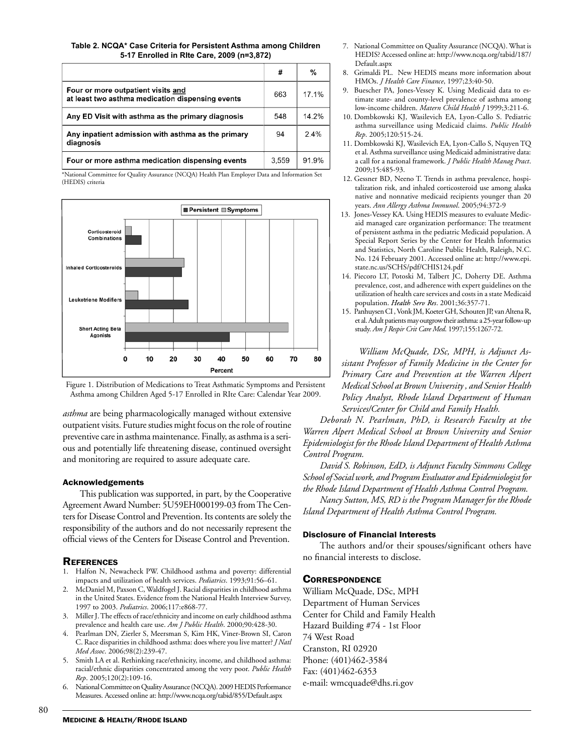**Table 2. NCQA* Case Criteria for Persistent Asthma among Children 5-17 Enrolled in RIte Care, 2009 (n=3,872)**

| | # | % |
|---|---|---|
| Four or more outpatient visits and at least two asthma medication dispensing events | 663 | 17.1% |
| Any ED Visit with asthma as the primary diagnosis | 548 | 14.2% |
| Any inpatient admission with asthma as the primary diagnosis | 94 | 2.4% |
| Four or more asthma medication dispensing events | 3,559 | 91.9% |

*National Committee for Quality Assurance (NCQA) Health Plan Employer Data and Information Set (HEDIS) criteria

Persistent
Symptoms

Corticosteroid Combinations
Inhaled Corticosteroids
Leukotriene Modifiers
Short Acting Beta Agonists

0 10 20 30 40 50 60 70 80
Percent

Figure 1. Distribution of Medications to Treat Asthmatic Symptoms and Persistent Asthma among Children Aged 5-17 Enrolled in RIte Care: Calendar Year 2009.

*asthma* are being pharmacologically managed without extensive outpatient visits. Future studies might focus on the role of routine preventive care in asthma maintenance. Finally, as asthma is a serious and potentially life threatening disease, continued oversight and monitoring are required to assure adequate care.

### Acknowledgements

This publication was supported, in part, by the Cooperative Agreement Award Number: 5U59EH000199-03 from The Centers for Disease Control and Prevention. Its contents are solely the responsibility of the authors and do not necessarily represent the official views of the Centers for Disease Control and Prevention.

## References

1. Halfon N, Newacheck PW. Childhood asthma and poverty: differential impacts and utilization of health services. *Pediatrics*. 1993;91:56–61.
2. McDaniel M, Paxson C, Waldfogel J. Racial disparities in childhood asthma in the United States. Evidence from the National Health Interview Survey, 1997 to 2003. *Pediatrics*. 2006;117:e868-77.
3. Miller J. The effects of race/ethnicity and income on early childhood asthma prevalence and health care use. *Am J Public Health*. 2000;90:428-30.
4. Pearlman DN, Zierler S, Meersman S, Kim HK, Viner-Brown SI, Caron C. Race disparities in childhood asthma: does where you live matter? *J Natl Med Assoc*. 2006;98(2):239-47.
5. Smith LA et al. Rethinking race/ethnicity, income, and childhood asthma: racial/ethnic disparities concentrated among the very poor. *Public Health Rep*. 2005;120(2):109-16.
6. National Committee on Quality Assurance (NCQA). 2009 HEDIS Performance Measures. Accessed online at: http://www.ncqa.org/tabid/855/Default.aspx
7. National Committee for Quality Assurance (NCQA). What is HEDIS? Accessed online at: http://www.ncqa.org/tabid/187/Default.aspx
8. Grimaldi PL. New HEDIS means more information about HMOs. *J Health Care Finance*, 1997;23:40-50.
9. Buescher PA, Jones-Vessey K. Using Medicaid data to estimate state- and county-level prevalence of asthma among low-income children. *Matern Child Health J* 1999;3:211-6.
10. Dombkowski KJ, Wasilevich EA, Lyon-Callo S. Pediatric asthma surveillance using Medicaid claims. *Public Health Rep*. 2005;120:515-24.
11. Dombkowski KJ, Wasilevich EA, Lyon-Callo S, Nquyen TQ et al. Asthma surveillance using Medicaid administrative data: a call for a national framework. *J Public Health Manag Pract*. 2009;15:485-93.
12. Gessner BD, Neeno T. Trends in asthma prevalence, hospitalization risk, and inhaled corticosteroid use among alaska native and nonnative medicaid recipients younger than 20 years. *Ann Allergy Asthma Immunol*. 2005;94:372-9
13. Jones-Vessey KA. Using HEDIS measures to evaluate Medicaid managed care organization performance: The treatment of persistent asthma in the pediatric Medicaid population. A Special Report Series by the Center for Health Informatics and Statistics, North Caroline Public Health, Raleigh, N.C. No. 124 February 2001. Accessed online at: http://www.epi.state.nc.us/SCHS/pdf/CHIS124.pdf
14. Piecoro LT, Potoski M, Talbert JC, Doherty DE. Asthma prevalence, cost, and adherence with expert guidelines on the utilization of health care services and costs in a state Medicaid population. *Health Serv Res*. 2001;36:357-71.
15. Panhuysen CI, Vonk JM, Koeter GH, Schouten JP, van Altena R, et al. Adult patients may outgrow their asthma: a 25-year follow-up study. *Am J Respir Crit Care Med*. 1997;155:1267-72.

*William McQuade, DSc, MPH, is Adjunct Assistant Professor of Family Medicine in the Center for Primary Care and Prevention at the Warren Alpert Medical School at Brown University , and Senior Health Policy Analyst, Rhode Island Department of Human Services/Center for Child and Family Health.*

*Deborah N. Pearlman, PhD, is Research Faculty at the Warren Alpert Medical School at Brown University and Senior Epidemiologist for the Rhode Island Department of Health Asthma Control Program.*

*David S. Robinson, EdD, is Adjunct Faculty Simmons College School of Social work, and Program Evaluator and Epidemiologist for the Rhode Island Department of Health Asthma Control Program.*

*Nancy Sutton, MS, RD is the Program Manager for the Rhode Island Department of Health Asthma Control Program.*

### Disclosure of Financial Interests

The authors and/or their spouses/significant others have no financial interests to disclose.

## Correspondence

William McQuade, DSc, MPH
Department of Human Services
Center for Child and Family Health
Hazard Building #74 - 1st Floor
74 West Road
Cranston, RI 02920
Phone: (401)462-3584
Fax: (401)462-6353
e-mail: wmcquade@dhs.ri.gov